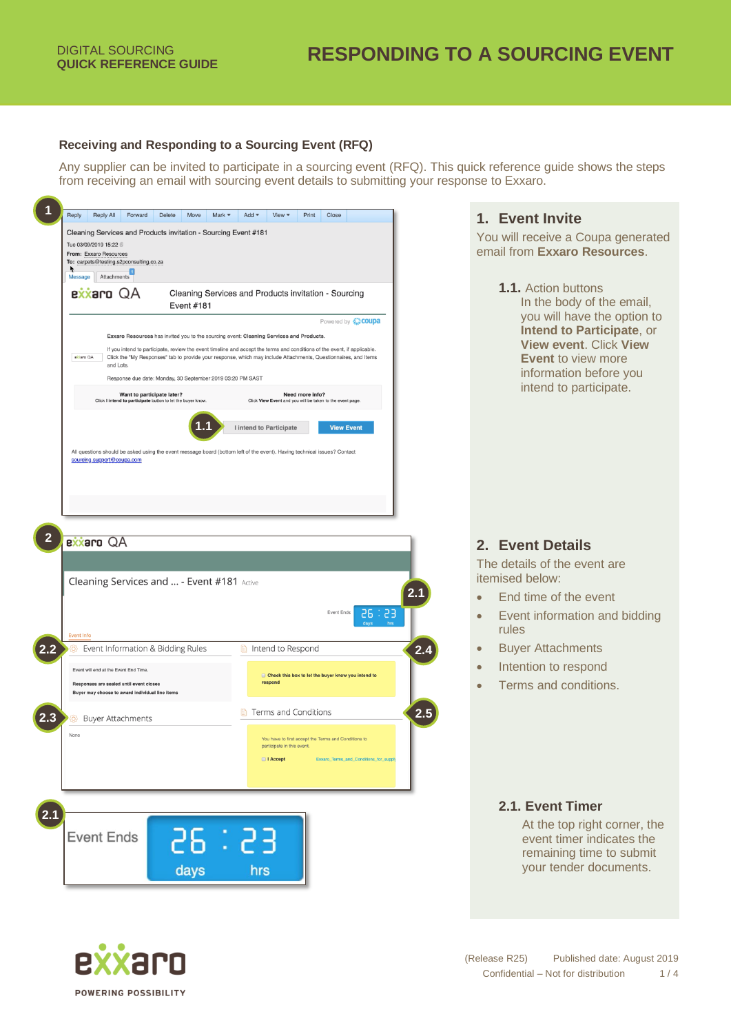DIGITAL SOURCING
**QUICK REFERENCE GUIDE**

# RESPONDING TO A SOURCING EVENT

## Receiving and Responding to a Sourcing Event (RFQ)

Any supplier can be invited to participate in a sourcing event (RFQ). This quick reference guide shows the steps from receiving an email with sourcing event details to submitting your response to Exxaro.

### 1. Event Invite

You will receive a Coupa generated email from **Exxaro Resources**.

**1.1.** Action buttons
In the body of the email, you will have the option to **Intend to Participate**, or **View event**. Click **View Event** to view more information before you intend to participate.

### 2. Event Details

The details of the event are itemised below:

- End time of the event
- Event information and bidding rules
- Buyer Attachments
- Intention to respond
- Terms and conditions.

**2.1. Event Timer**

At the top right corner, the event timer indicates the remaining time to submit your tender documents.

(Release R25) Published date: August 2019
Confidential – Not for distribution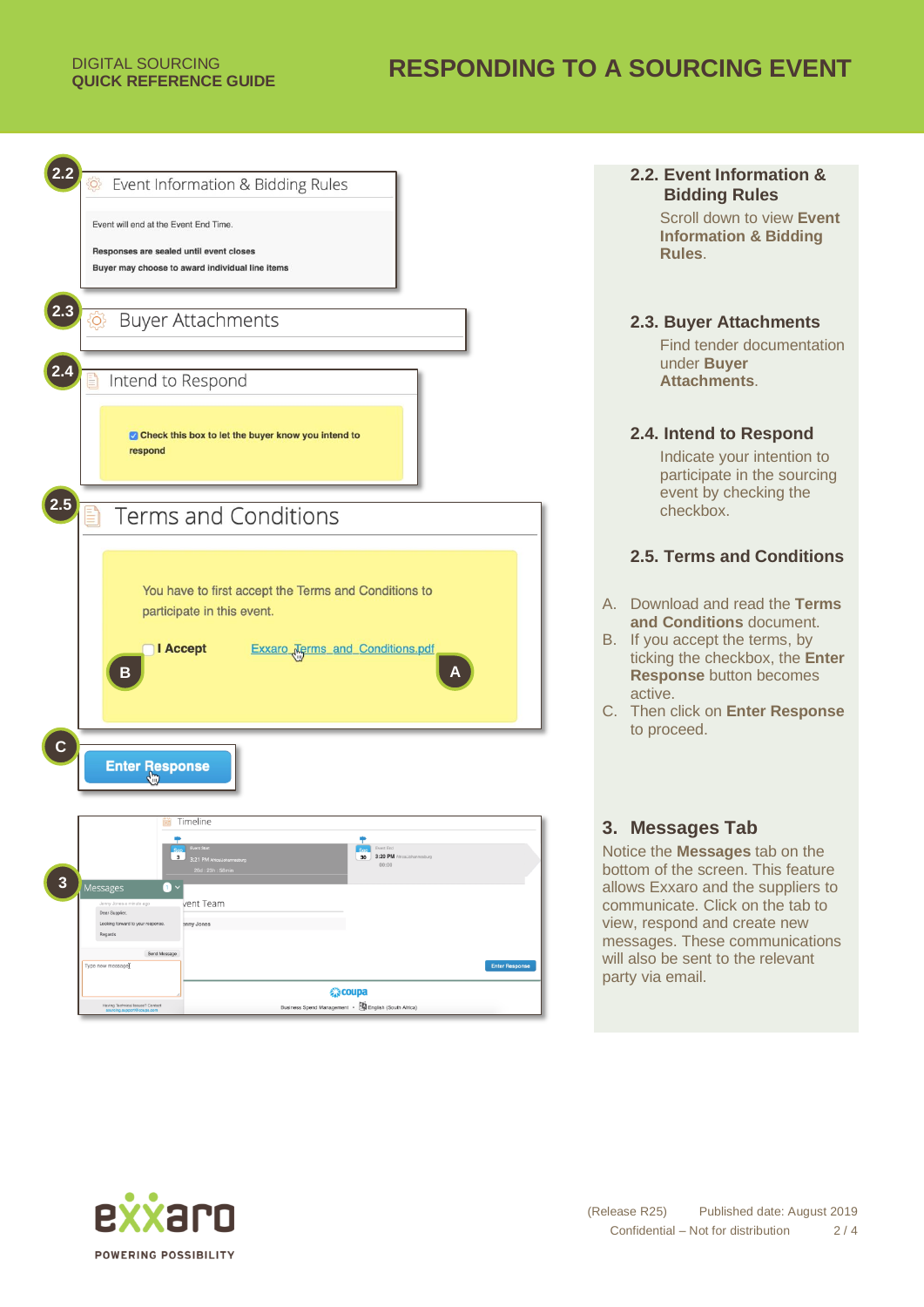## 2.2. Event Information & Bidding Rules

Scroll down to view **Event Information & Bidding Rules**.

## 2.3. Buyer Attachments

Find tender documentation under **Buyer Attachments**.

## 2.4. Intend to Respond

Indicate your intention to participate in the sourcing event by checking the checkbox.

## 2.5. Terms and Conditions

A. Download and read the **Terms and Conditions** document.

B. If you accept the terms, by ticking the checkbox, the **Enter Response** button becomes active.

C. Then click on **Enter Response** to proceed.

## 3. Messages Tab

Notice the **Messages** tab on the bottom of the screen. This feature allows Exxaro and the suppliers to communicate. Click on the tab to view, respond and create new messages. These communications will also be sent to the relevant party via email.

(Release R25) Published date: August 2019

Confidential – Not for distribution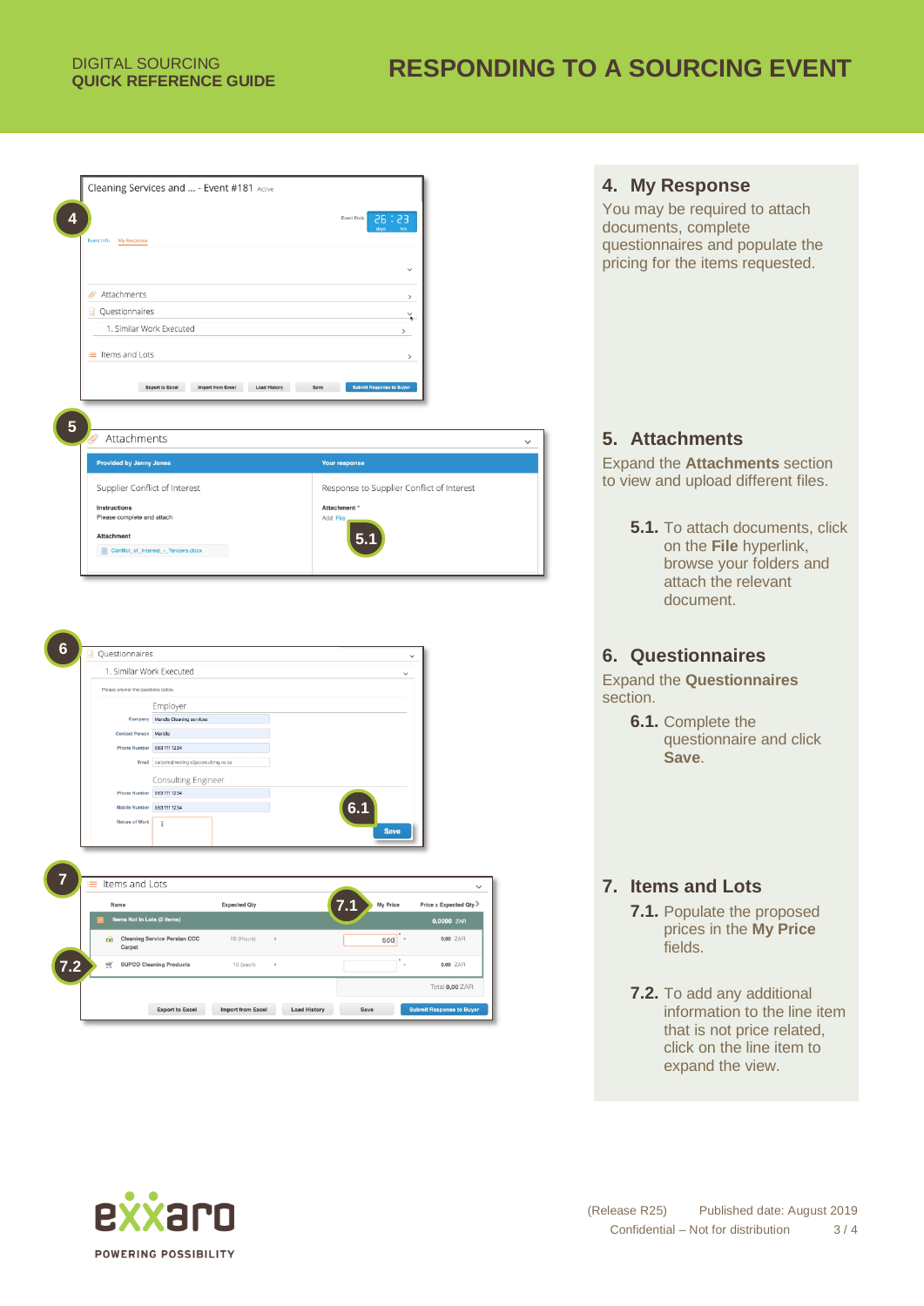# RESPONDING TO A SOURCING EVENT

## 4. My Response

You may be required to attach documents, complete questionnaires and populate the pricing for the items requested.

## 5. Attachments

Expand the **Attachments** section to view and upload different files.

**5.1.** To attach documents, click on the **File** hyperlink, browse your folders and attach the relevant document.

## 6. Questionnaires

Expand the **Questionnaires** section.

**6.1.** Complete the questionnaire and click **Save**.

## 7. Items and Lots

**7.1.** Populate the proposed prices in the **My Price** fields.

**7.2.** To add any additional information to the line item that is not price related, click on the line item to expand the view.

(Release R25) Published date: August 2019

Confidential – Not for distribution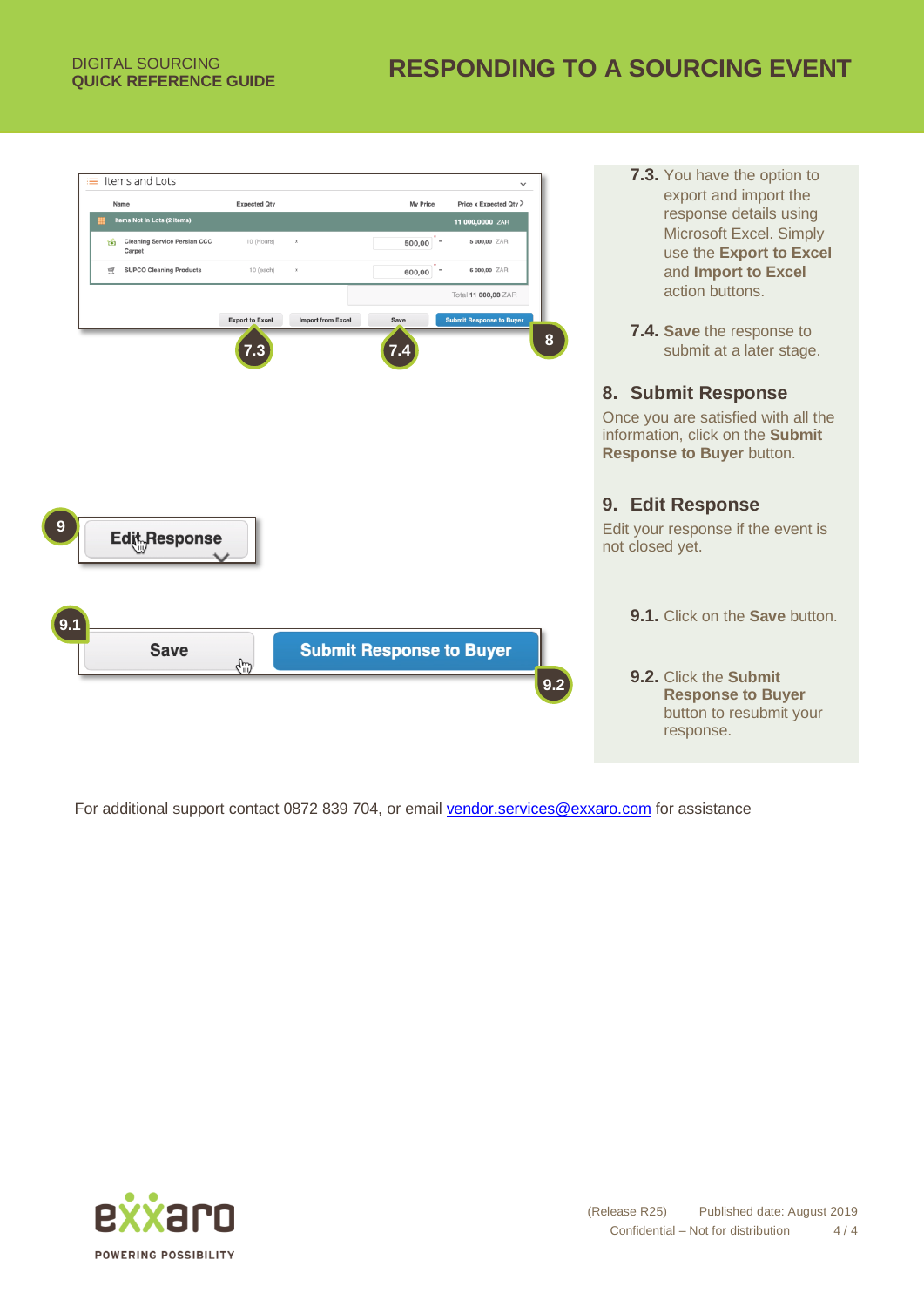**7.3.** You have the option to export and import the response details using Microsoft Excel. Simply use the **Export to Excel** and **Import to Excel** action buttons.

**7.4.** **Save** the response to submit at a later stage.

## 8. Submit Response

Once you are satisfied with all the information, click on the **Submit Response to Buyer** button.

## 9. Edit Response

Edit your response if the event is not closed yet.

**9.1.** Click on the **Save** button.

**9.2.** Click the **Submit Response to Buyer** button to resubmit your response.

For additional support contact 0872 839 704, or email vendor.services@exxaro.com for assistance

(Release R25) Published date: August 2019

Confidential – Not for distribution